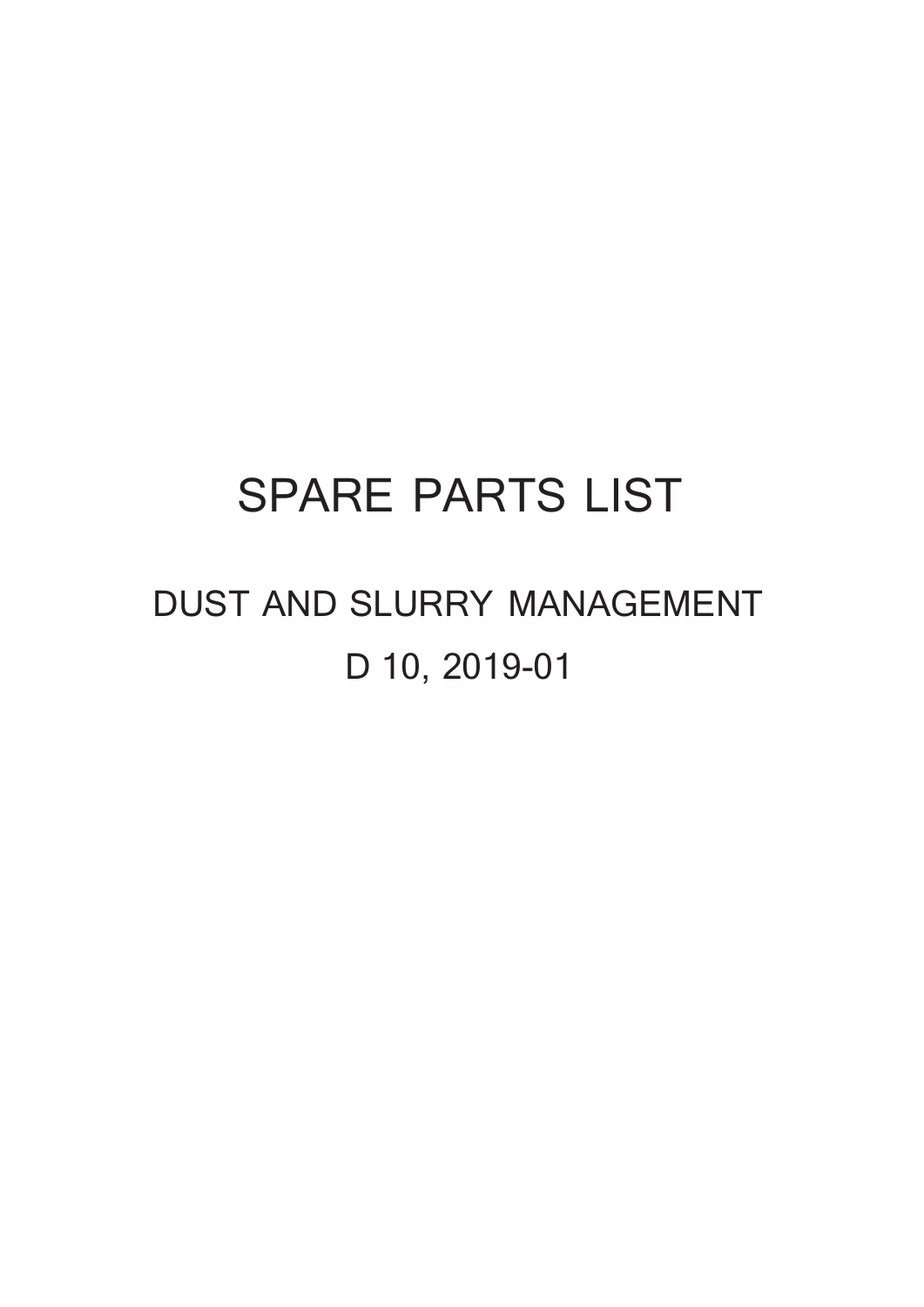# SPARE PARTS LIST

## DUST AND SLURRY MANAGEMENT

## D 10, 2019-01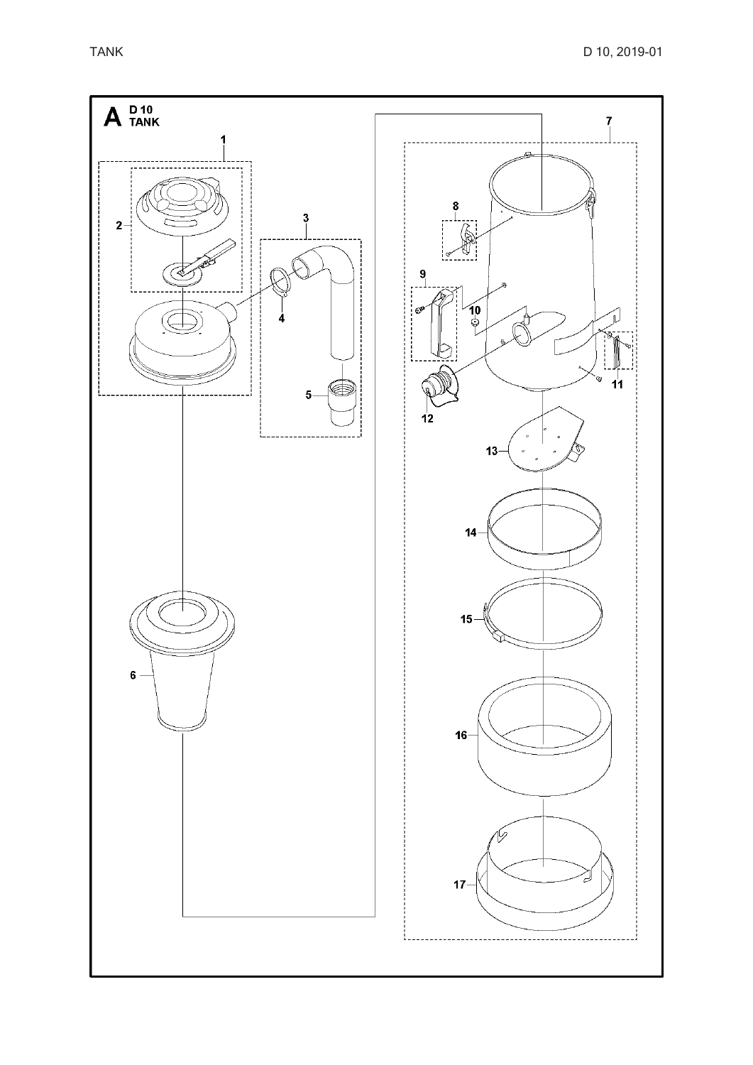# A D 10 TANK

1
2
3
4
5
6
7
8
9
10
11
12
13
14
15
16
17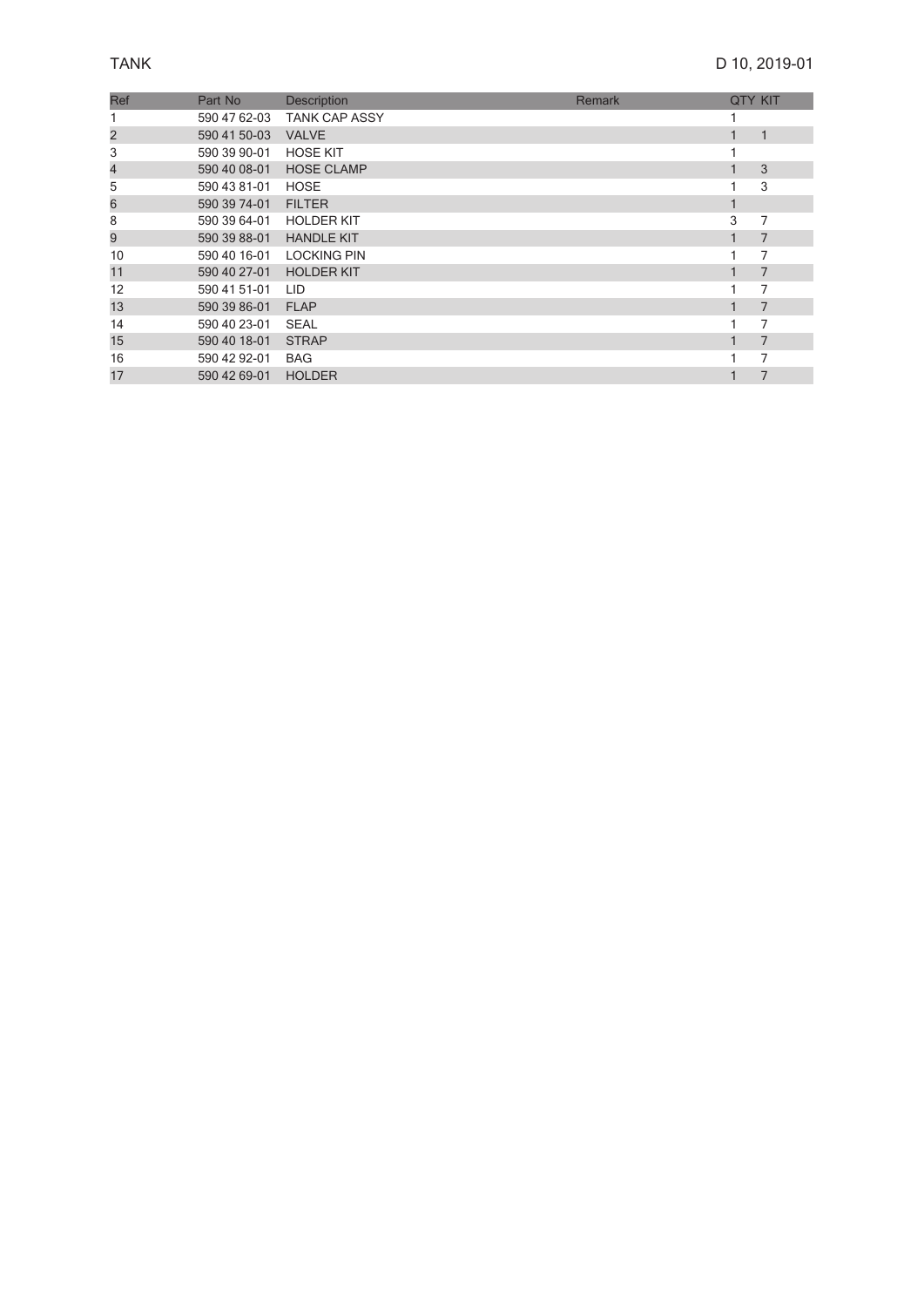TANK

D 10, 2019-01

| Ref | Part No | Description | Remark | QTY | KIT |
|---|---|---|---|---|---|
| 1 | 590 47 62-03 | TANK CAP ASSY | | 1 | |
| 2 | 590 41 50-03 | VALVE | | 1 | 1 |
| 3 | 590 39 90-01 | HOSE KIT | | 1 | |
| 4 | 590 40 08-01 | HOSE CLAMP | | 1 | 3 |
| 5 | 590 43 81-01 | HOSE | | 1 | 3 |
| 6 | 590 39 74-01 | FILTER | | 1 | |
| 8 | 590 39 64-01 | HOLDER KIT | | 3 | 7 |
| 9 | 590 39 88-01 | HANDLE KIT | | 1 | 7 |
| 10 | 590 40 16-01 | LOCKING PIN | | 1 | 7 |
| 11 | 590 40 27-01 | HOLDER KIT | | 1 | 7 |
| 12 | 590 41 51-01 | LID | | 1 | 7 |
| 13 | 590 39 86-01 | FLAP | | 1 | 7 |
| 14 | 590 40 23-01 | SEAL | | 1 | 7 |
| 15 | 590 40 18-01 | STRAP | | 1 | 7 |
| 16 | 590 42 92-01 | BAG | | 1 | 7 |
| 17 | 590 42 69-01 | HOLDER | | 1 | 7 |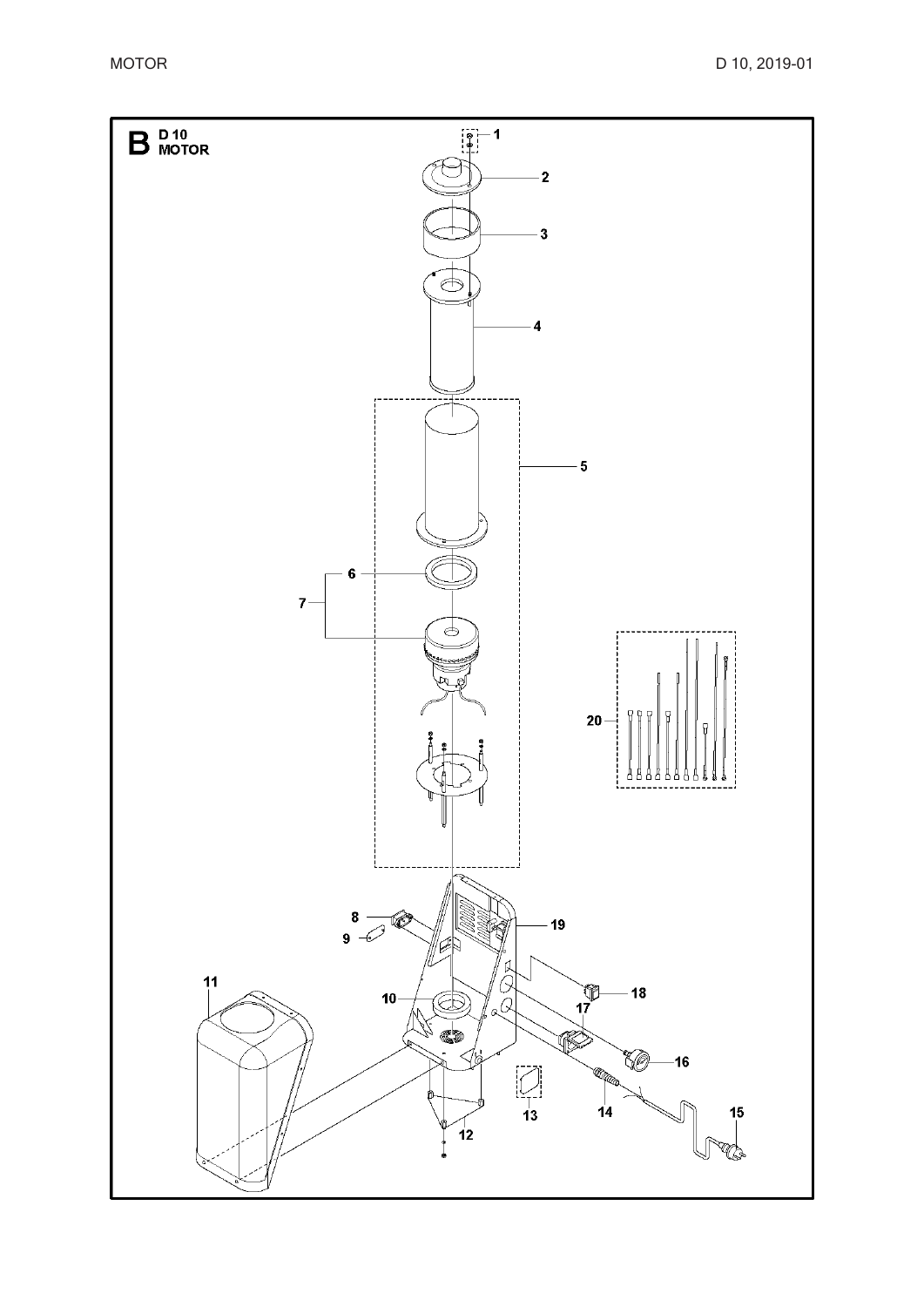B D 10 MOTOR

1 2 3 4 5 6 7 8 9 10 11 12 13 14 15 16 17 18 19 20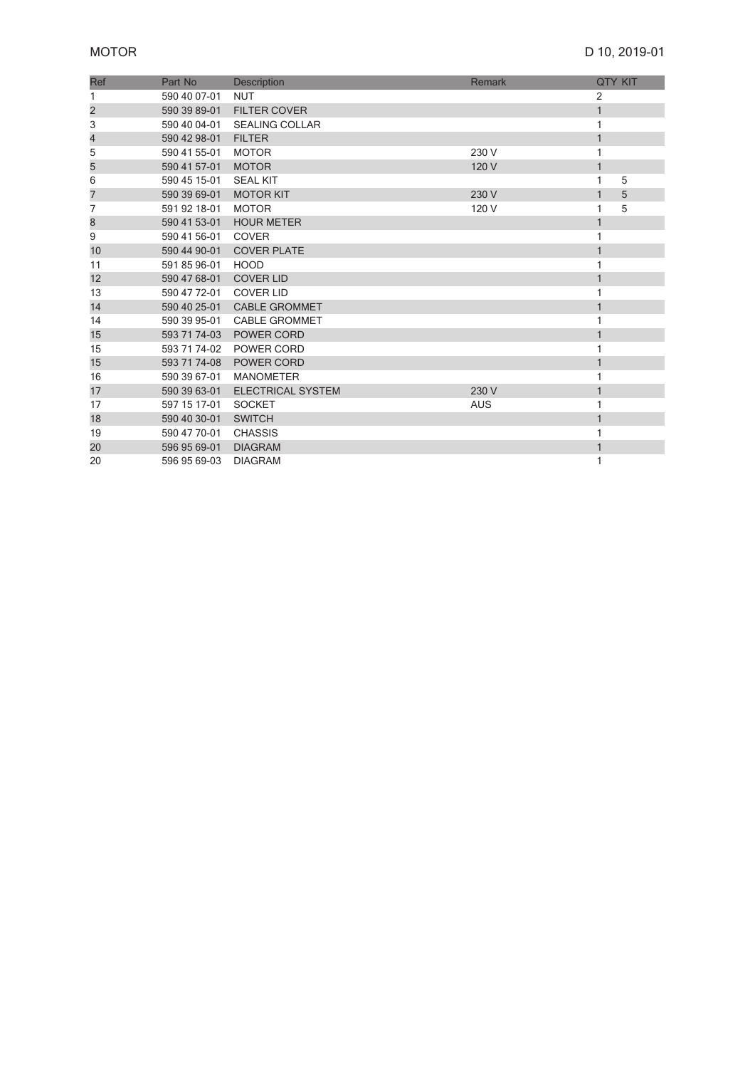# MOTOR

D 10, 2019-01

| Ref | Part No | Description | Remark | QTY | KIT |
|---|---|---|---|---|---|
| 1 | 590 40 07-01 | NUT | | 2 | |
| 2 | 590 39 89-01 | FILTER COVER | | 1 | |
| 3 | 590 40 04-01 | SEALING COLLAR | | 1 | |
| 4 | 590 42 98-01 | FILTER | | 1 | |
| 5 | 590 41 55-01 | MOTOR | 230 V | 1 | |
| 5 | 590 41 57-01 | MOTOR | 120 V | 1 | |
| 6 | 590 45 15-01 | SEAL KIT | | 1 | 5 |
| 7 | 590 39 69-01 | MOTOR KIT | 230 V | 1 | 5 |
| 7 | 591 92 18-01 | MOTOR | 120 V | 1 | 5 |
| 8 | 590 41 53-01 | HOUR METER | | 1 | |
| 9 | 590 41 56-01 | COVER | | 1 | |
| 10 | 590 44 90-01 | COVER PLATE | | 1 | |
| 11 | 591 85 96-01 | HOOD | | 1 | |
| 12 | 590 47 68-01 | COVER LID | | 1 | |
| 13 | 590 47 72-01 | COVER LID | | 1 | |
| 14 | 590 40 25-01 | CABLE GROMMET | | 1 | |
| 14 | 590 39 95-01 | CABLE GROMMET | | 1 | |
| 15 | 593 71 74-03 | POWER CORD | | 1 | |
| 15 | 593 71 74-02 | POWER CORD | | 1 | |
| 15 | 593 71 74-08 | POWER CORD | | 1 | |
| 16 | 590 39 67-01 | MANOMETER | | 1 | |
| 17 | 590 39 63-01 | ELECTRICAL SYSTEM | 230 V | 1 | |
| 17 | 597 15 17-01 | SOCKET | AUS | 1 | |
| 18 | 590 40 30-01 | SWITCH | | 1 | |
| 19 | 590 47 70-01 | CHASSIS | | 1 | |
| 20 | 596 95 69-01 | DIAGRAM | | 1 | |
| 20 | 596 95 69-03 | DIAGRAM | | 1 | |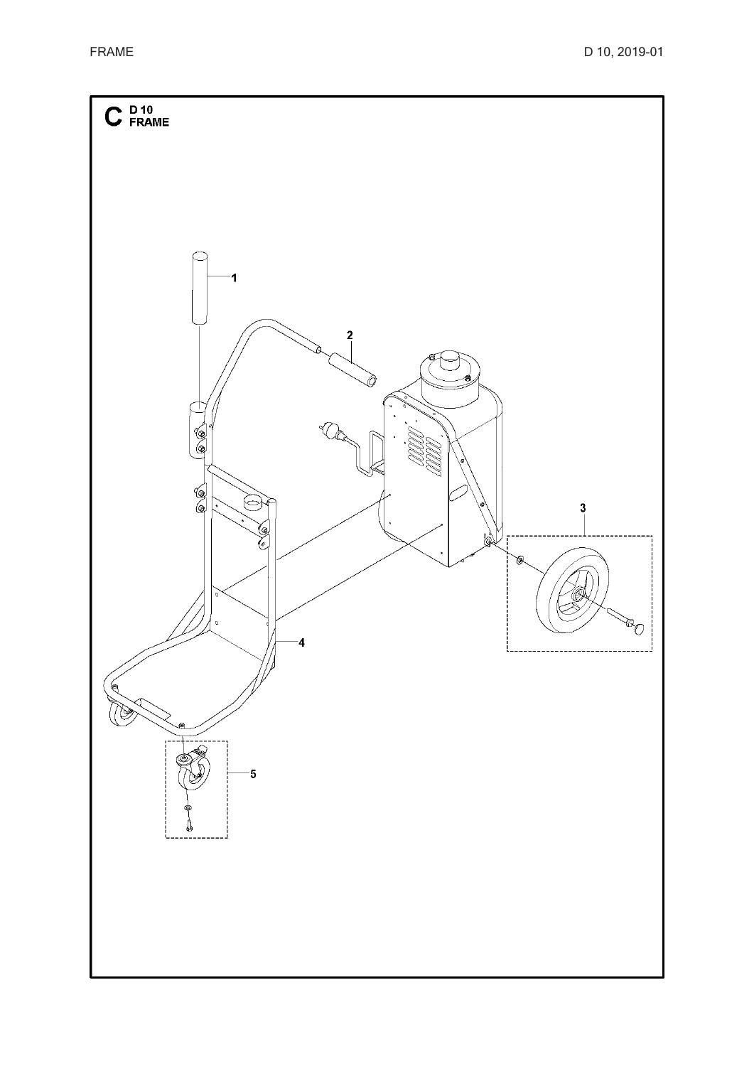# C D 10 FRAME

1

2

3

4

5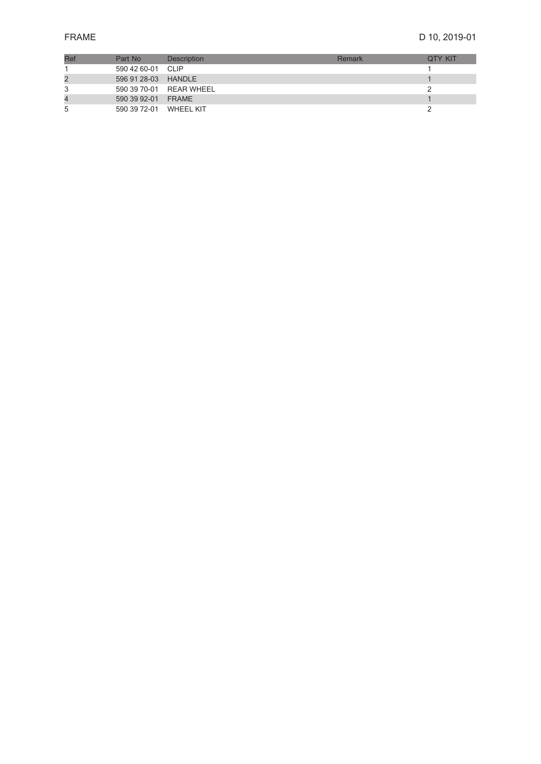# FRAME

D 10, 2019-01

| Ref | Part No | Description | Remark | QTY KIT |
|---|---|---|---|---|
| 1 | 590 42 60-01 | CLIP | | 1 |
| 2 | 596 91 28-03 | HANDLE | | 1 |
| 3 | 590 39 70-01 | REAR WHEEL | | 2 |
| 4 | 590 39 92-01 | FRAME | | 1 |
| 5 | 590 39 72-01 | WHEEL KIT | | 2 |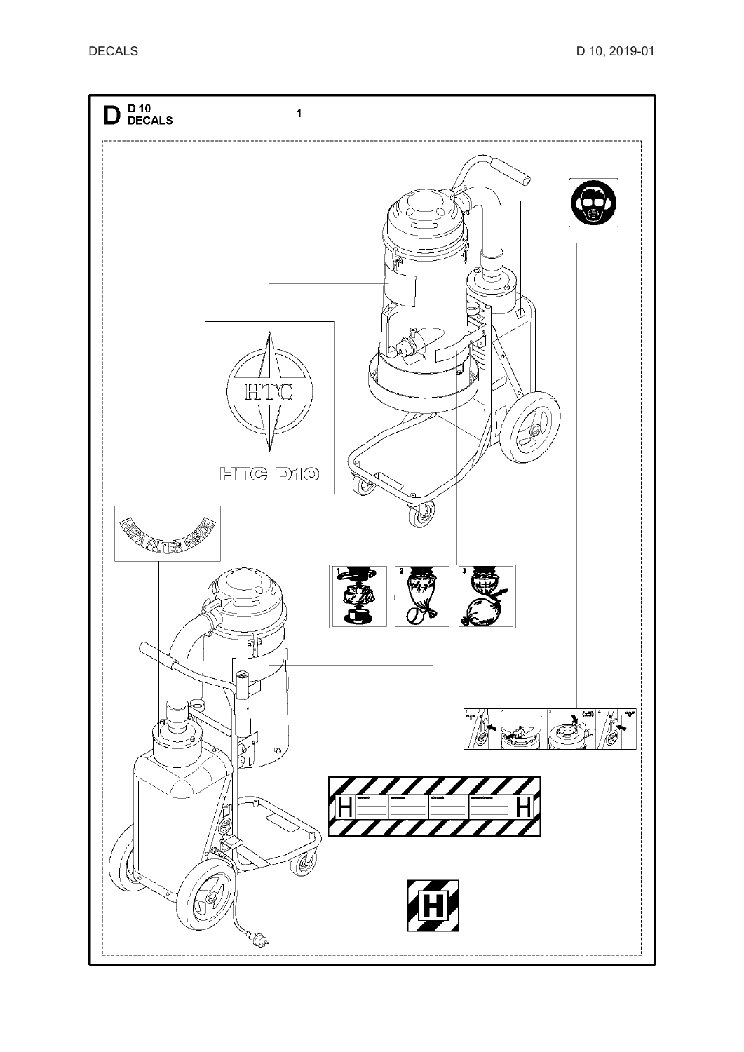# D D 10 DECALS

1

HTC

HTC D10

HEPA FILTER INSIDE

H

H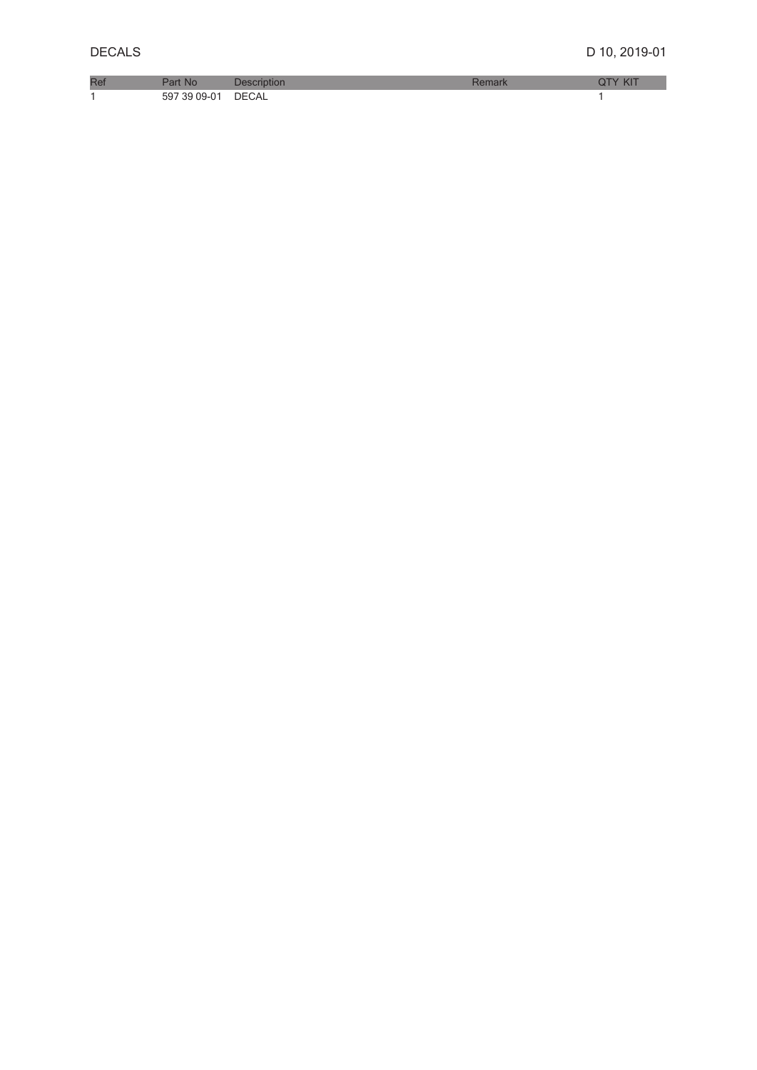# DECALS

D 10, 2019-01

| Ref | Part No | Description | Remark | QTY KIT |
|---|---|---|---|---|
| 1 | 597 39 09-01 | DECAL | | 1 |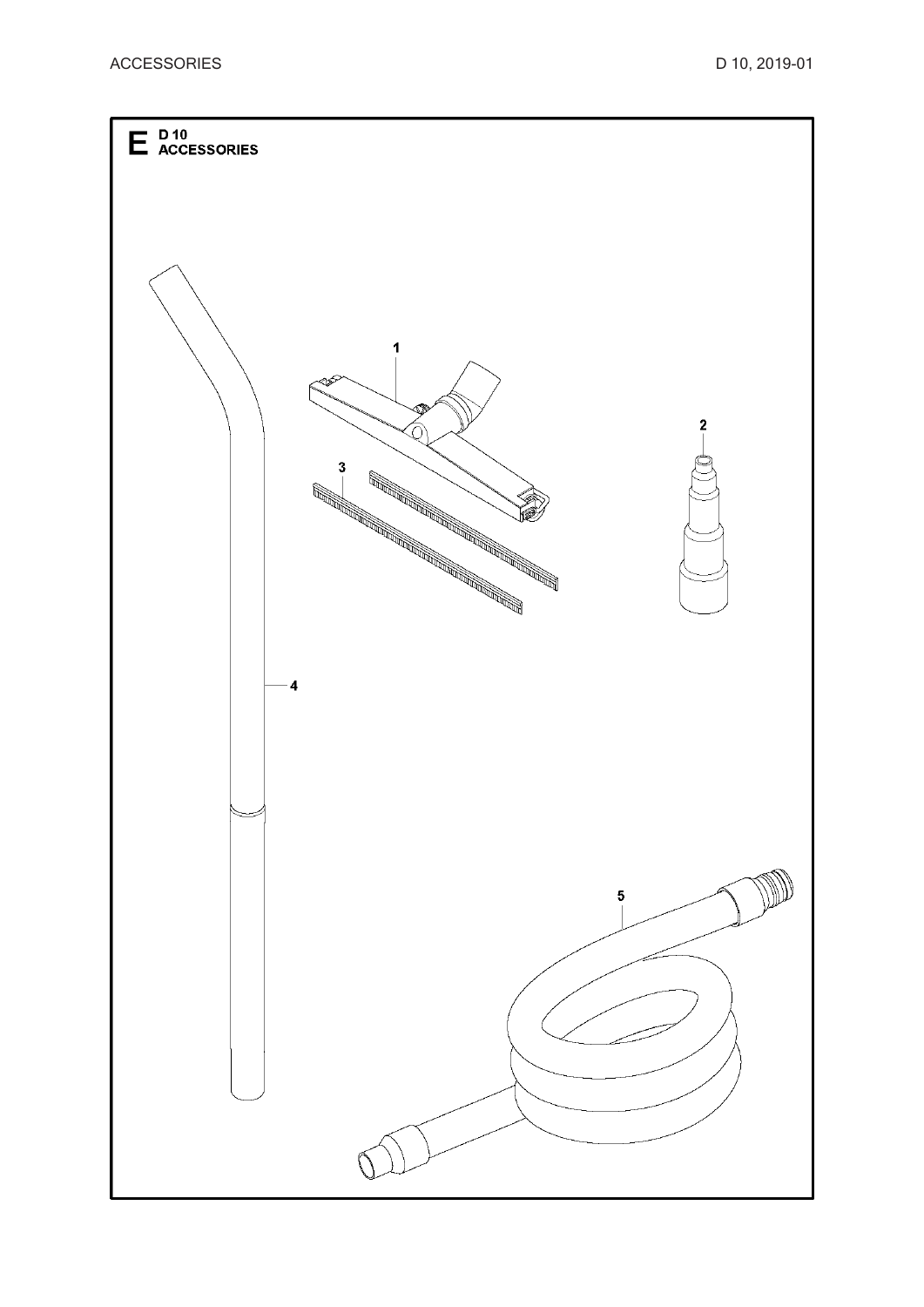# E D 10 ACCESSORIES

1

2

3

4

5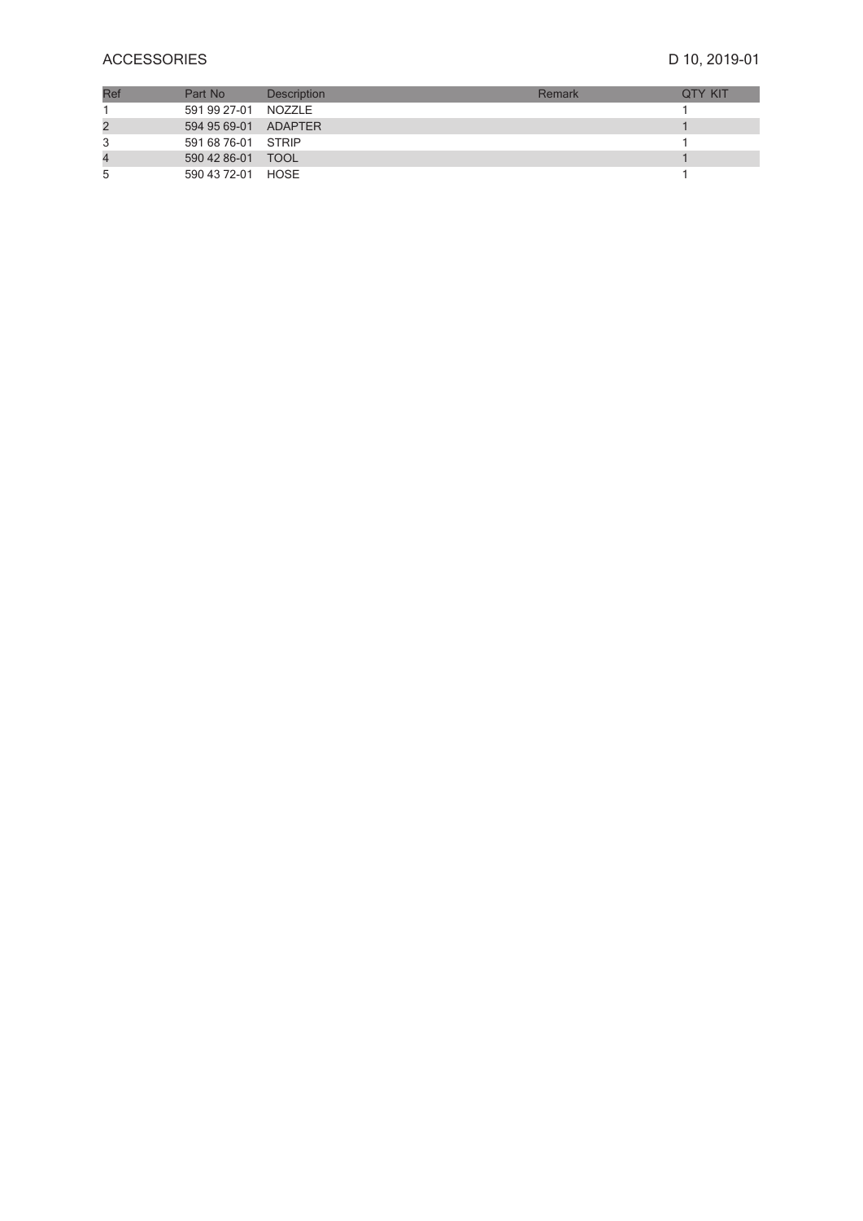# ACCESSORIES

D 10, 2019-01

| Ref | Part No | Description | Remark | QTY KIT |
|---|---|---|---|---|
| 1 | 591 99 27-01 | NOZZLE | | 1 |
| 2 | 594 95 69-01 | ADAPTER | | 1 |
| 3 | 591 68 76-01 | STRIP | | 1 |
| 4 | 590 42 86-01 | TOOL | | 1 |
| 5 | 590 43 72-01 | HOSE | | 1 |